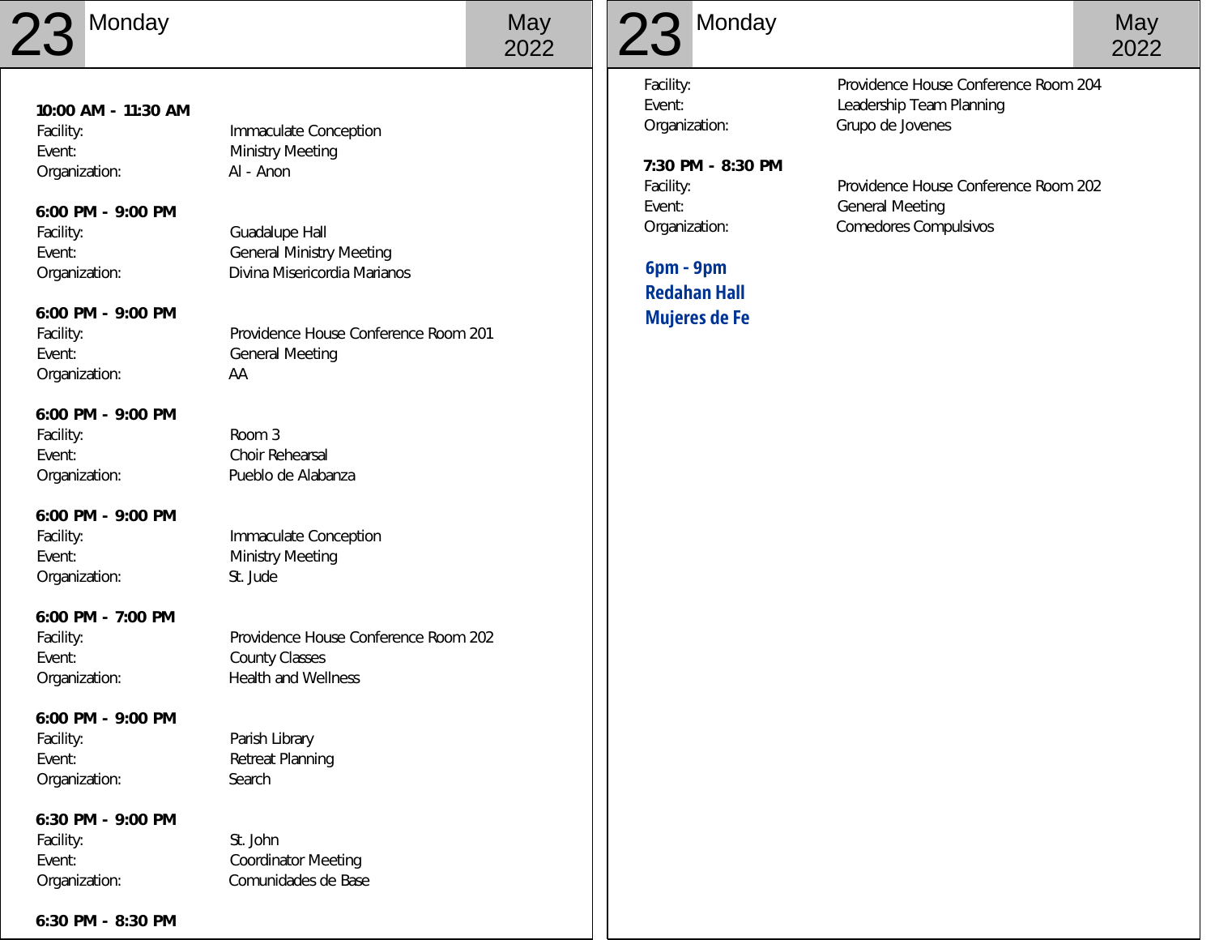## 23 Monday — May 2022

**10:00 AM - 11:30 AM**
Facility: Immaculate Conception
Event: Ministry Meeting
Organization: Al - Anon

**6:00 PM - 9:00 PM**
Facility: Guadalupe Hall
Event: General Ministry Meeting
Organization: Divina Misericordia Marianos

**6:00 PM - 9:00 PM**
Facility: Providence House Conference Room 201
Event: General Meeting
Organization: AA

**6:00 PM - 9:00 PM**
Facility: Room 3
Event: Choir Rehearsal
Organization: Pueblo de Alabanza

**6:00 PM - 9:00 PM**
Facility: Immaculate Conception
Event: Ministry Meeting
Organization: St. Jude

**6:00 PM - 7:00 PM**
Facility: Providence House Conference Room 202
Event: County Classes
Organization: Health and Wellness

**6:00 PM - 9:00 PM**
Facility: Parish Library
Event: Retreat Planning
Organization: Search

**6:30 PM - 9:00 PM**
Facility: St. John
Event: Coordinator Meeting
Organization: Comunidades de Base

**6:30 PM - 8:30 PM**
Facility: Providence House Conference Room 204
Event: Leadership Team Planning
Organization: Grupo de Jovenes

**7:30 PM - 8:30 PM**
Facility: Providence House Conference Room 202
Event: General Meeting
Organization: Comedores Compulsivos

**6pm - 9pm**
**Redahan Hall**
**Mujeres de Fe**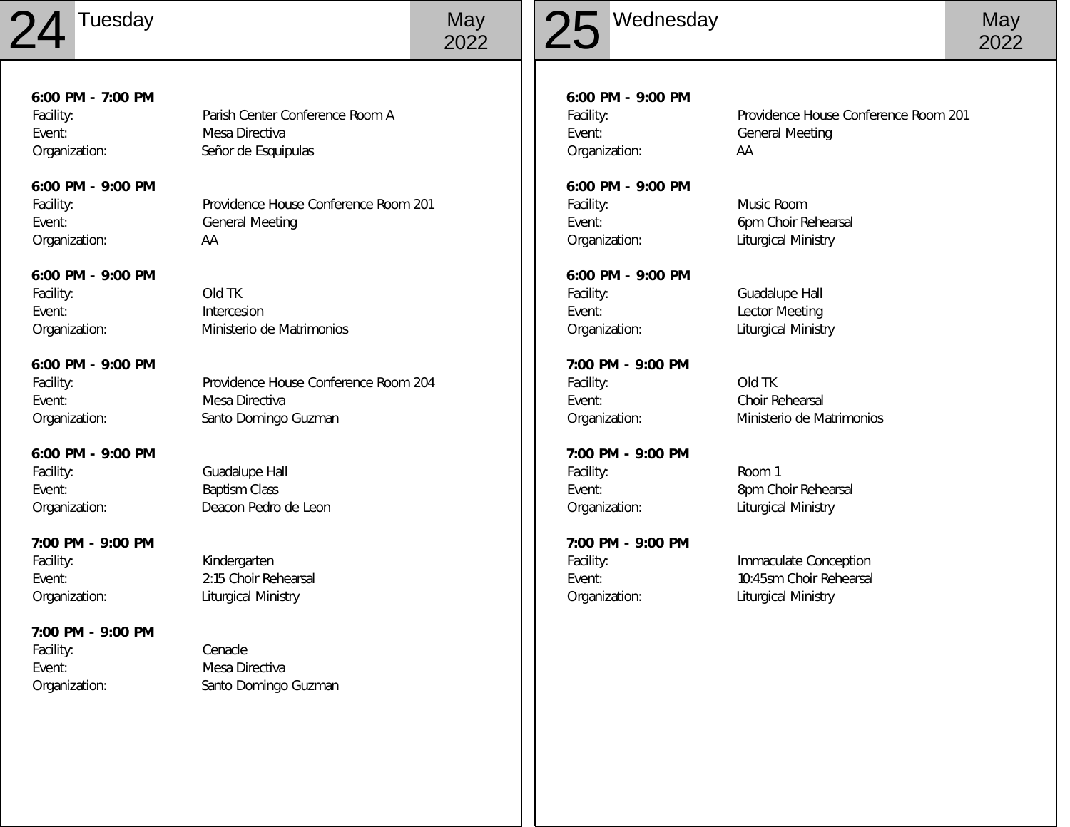## 24 Tuesday — May 2022

**6:00 PM - 7:00 PM**
Facility: Parish Center Conference Room A
Event: Mesa Directiva
Organization: Señor de Esquipulas

**6:00 PM - 9:00 PM**
Facility: Providence House Conference Room 201
Event: General Meeting
Organization: AA

**6:00 PM - 9:00 PM**
Facility: Old TK
Event: Intercesion
Organization: Ministerio de Matrimonios

**6:00 PM - 9:00 PM**
Facility: Providence House Conference Room 204
Event: Mesa Directiva
Organization: Santo Domingo Guzman

**6:00 PM - 9:00 PM**
Facility: Guadalupe Hall
Event: Baptism Class
Organization: Deacon Pedro de Leon

**7:00 PM - 9:00 PM**
Facility: Kindergarten
Event: 2:15 Choir Rehearsal
Organization: Liturgical Ministry

**7:00 PM - 9:00 PM**
Facility: Cenacle
Event: Mesa Directiva
Organization: Santo Domingo Guzman

## 25 Wednesday — May 2022

**6:00 PM - 9:00 PM**
Facility: Providence House Conference Room 201
Event: General Meeting
Organization: AA

**6:00 PM - 9:00 PM**
Facility: Music Room
Event: 6pm Choir Rehearsal
Organization: Liturgical Ministry

**6:00 PM - 9:00 PM**
Facility: Guadalupe Hall
Event: Lector Meeting
Organization: Liturgical Ministry

**7:00 PM - 9:00 PM**
Facility: Old TK
Event: Choir Rehearsal
Organization: Ministerio de Matrimonios

**7:00 PM - 9:00 PM**
Facility: Room 1
Event: 8pm Choir Rehearsal
Organization: Liturgical Ministry

**7:00 PM - 9:00 PM**
Facility: Immaculate Conception
Event: 10:45sm Choir Rehearsal
Organization: Liturgical Ministry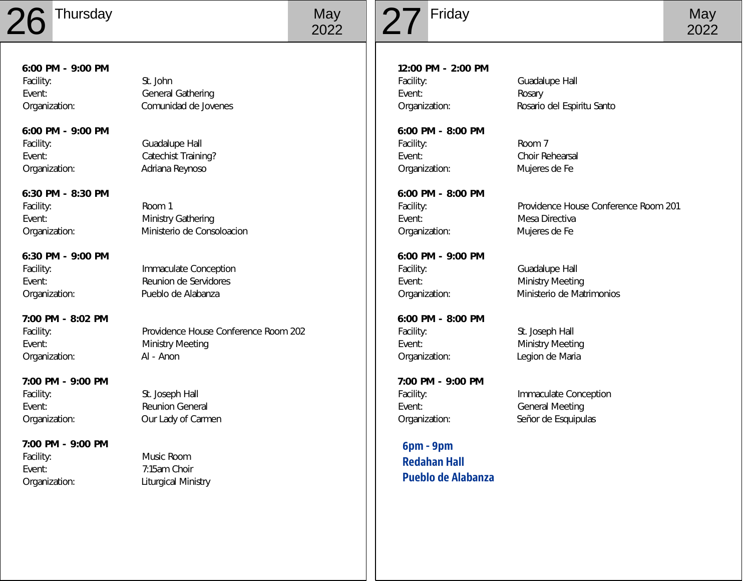# 26 Thursday — May 2022

**6:00 PM - 9:00 PM**
Facility: St. John
Event: General Gathering
Organization: Comunidad de Jovenes

**6:00 PM - 9:00 PM**
Facility: Guadalupe Hall
Event: Catechist Training?
Organization: Adriana Reynoso

**6:30 PM - 8:30 PM**
Facility: Room 1
Event: Ministry Gathering
Organization: Ministerio de Consoloacion

**6:30 PM - 9:00 PM**
Facility: Immaculate Conception
Event: Reunion de Servidores
Organization: Pueblo de Alabanza

**7:00 PM - 8:02 PM**
Facility: Providence House Conference Room 202
Event: Ministry Meeting
Organization: Al - Anon

**7:00 PM - 9:00 PM**
Facility: St. Joseph Hall
Event: Reunion General
Organization: Our Lady of Carmen

**7:00 PM - 9:00 PM**
Facility: Music Room
Event: 7:15am Choir
Organization: Liturgical Ministry

# 27 Friday — May 2022

**12:00 PM - 2:00 PM**
Facility: Guadalupe Hall
Event: Rosary
Organization: Rosario del Espiritu Santo

**6:00 PM - 8:00 PM**
Facility: Room 7
Event: Choir Rehearsal
Organization: Mujeres de Fe

**6:00 PM - 8:00 PM**
Facility: Providence House Conference Room 201
Event: Mesa Directiva
Organization: Mujeres de Fe

**6:00 PM - 9:00 PM**
Facility: Guadalupe Hall
Event: Ministry Meeting
Organization: Ministerio de Matrimonios

**6:00 PM - 8:00 PM**
Facility: St. Joseph Hall
Event: Ministry Meeting
Organization: Legion de Maria

**7:00 PM - 9:00 PM**
Facility: Immaculate Conception
Event: General Meeting
Organization: Señor de Esquipulas

**6pm - 9pm**
**Redahan Hall**
**Pueblo de Alabanza**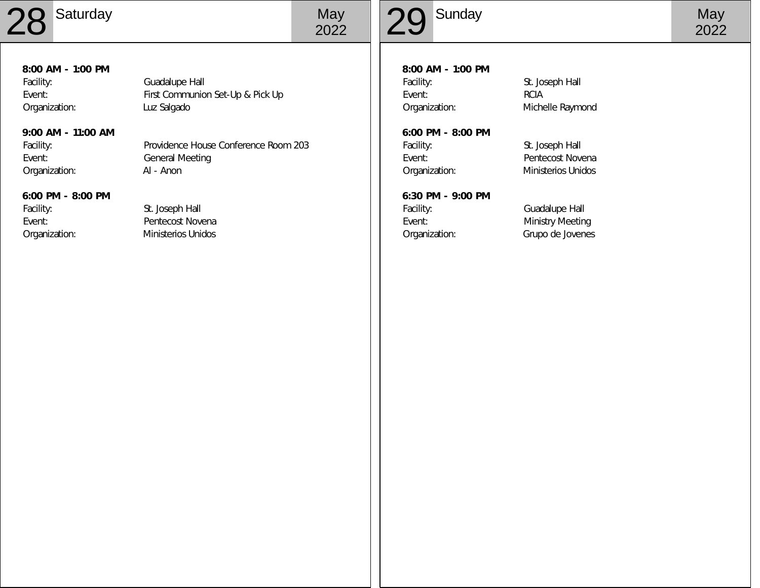## 28 Saturday — May 2022

**8:00 AM - 1:00 PM**
Facility: Guadalupe Hall
Event: First Communion Set-Up & Pick Up
Organization: Luz Salgado

**9:00 AM - 11:00 AM**
Facility: Providence House Conference Room 203
Event: General Meeting
Organization: Al - Anon

**6:00 PM - 8:00 PM**
Facility: St. Joseph Hall
Event: Pentecost Novena
Organization: Ministerios Unidos

## 29 Sunday — May 2022

**8:00 AM - 1:00 PM**
Facility: St. Joseph Hall
Event: RCIA
Organization: Michelle Raymond

**6:00 PM - 8:00 PM**
Facility: St. Joseph Hall
Event: Pentecost Novena
Organization: Ministerios Unidos

**6:30 PM - 9:00 PM**
Facility: Guadalupe Hall
Event: Ministry Meeting
Organization: Grupo de Jovenes